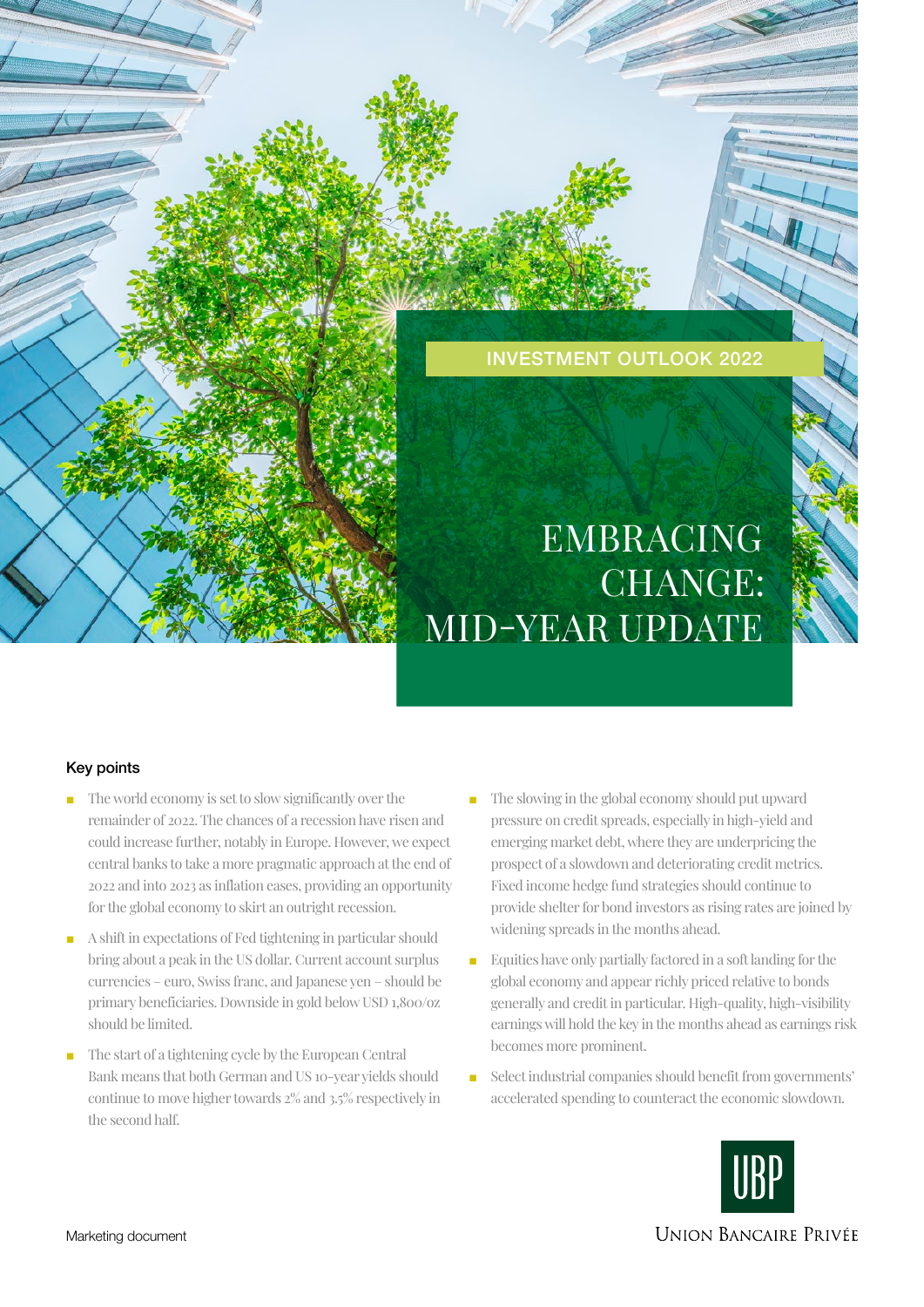INVESTMENT OUTLOOK 2022

# EMBRACING CHANGE: MID-YEAR UPDATE

### Key points

- The world economy is set to slow significantly over the remainder of 2022. The chances of a recession have risen and could increase further, notably in Europe. However, we expect central banks to take a more pragmatic approach at the end of 2022 and into 2023 as inflation eases, providing an opportunity for the global economy to skirt an outright recession.
- A shift in expectations of Fed tightening in particular should bring about a peak in the US dollar. Current account surplus currencies – euro, Swiss franc, and Japanese yen – should be primary beneficiaries. Downside in gold below USD 1,800/oz should be limited.
- The start of a tightening cycle by the European Central Bank means that both German and US 10-year yields should continue to move higher towards 2% and 3.5% respectively in the second half.
- The slowing in the global economy should put upward pressure on credit spreads, especially in high-yield and emerging market debt, where they are underpricing the prospect of a slowdown and deteriorating credit metrics. Fixed income hedge fund strategies should continue to provide shelter for bond investors as rising rates are joined by widening spreads in the months ahead.
- Equities have only partially factored in a soft landing for the global economy and appear richly priced relative to bonds generally and credit in particular. High-quality, high-visibility earnings will hold the key in the months ahead as earnings risk becomes more prominent.
- Select industrial companies should benefit from governments' accelerated spending to counteract the economic slowdown.

UBP

Union Bancaire Privée

Marketing document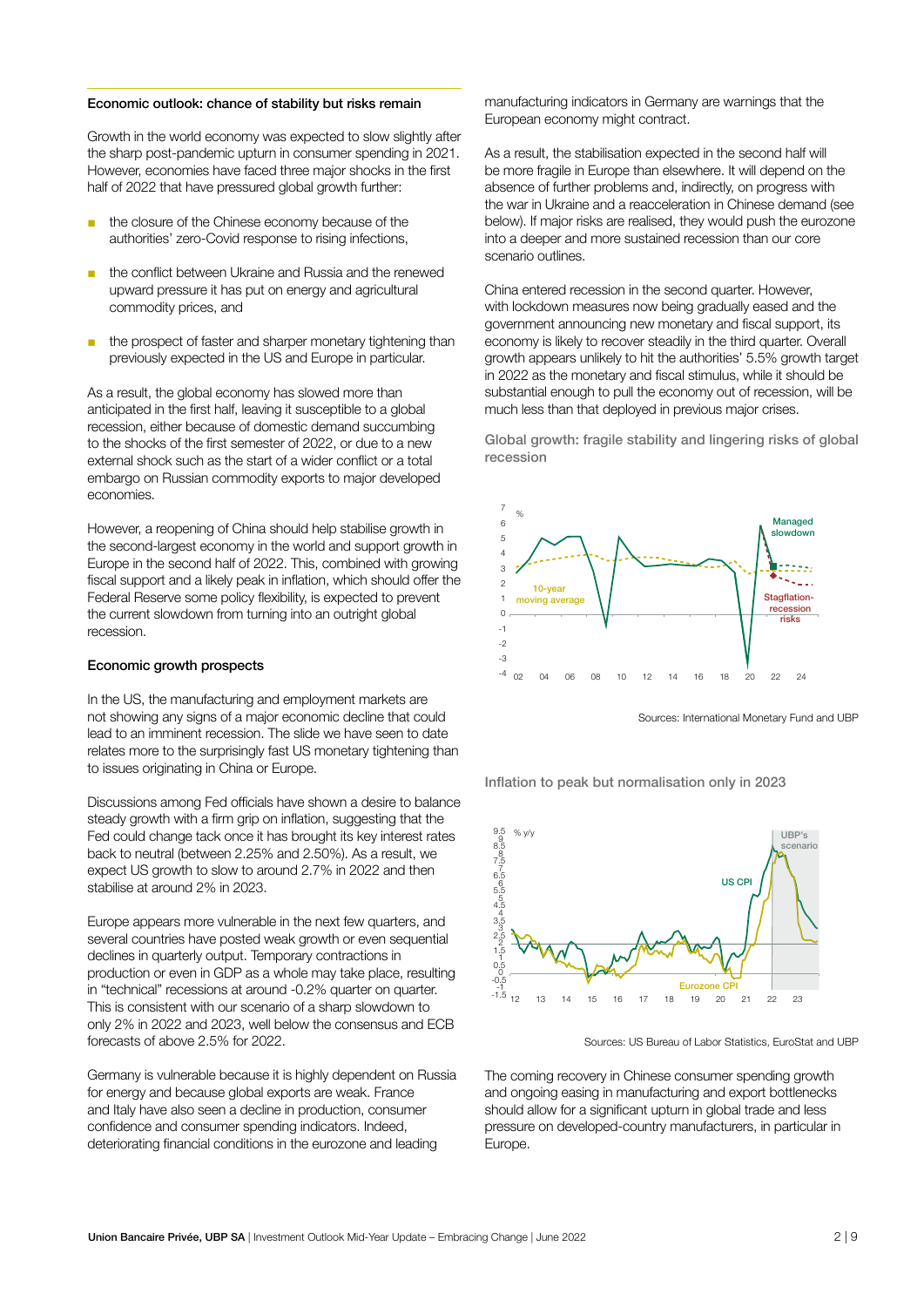## Economic outlook: chance of stability but risks remain

Growth in the world economy was expected to slow slightly after the sharp post-pandemic upturn in consumer spending in 2021. However, economies have faced three major shocks in the first half of 2022 that have pressured global growth further:

- the closure of the Chinese economy because of the authorities' zero-Covid response to rising infections,
- the conflict between Ukraine and Russia and the renewed upward pressure it has put on energy and agricultural commodity prices, and
- the prospect of faster and sharper monetary tightening than previously expected in the US and Europe in particular.

As a result, the global economy has slowed more than anticipated in the first half, leaving it susceptible to a global recession, either because of domestic demand succumbing to the shocks of the first semester of 2022, or due to a new external shock such as the start of a wider conflict or a total embargo on Russian commodity exports to major developed economies.

However, a reopening of China should help stabilise growth in the second-largest economy in the world and support growth in Europe in the second half of 2022. This, combined with growing fiscal support and a likely peak in inflation, which should offer the Federal Reserve some policy flexibility, is expected to prevent the current slowdown from turning into an outright global recession.

## Economic growth prospects

In the US, the manufacturing and employment markets are not showing any signs of a major economic decline that could lead to an imminent recession. The slide we have seen to date relates more to the surprisingly fast US monetary tightening than to issues originating in China or Europe.

Discussions among Fed officials have shown a desire to balance steady growth with a firm grip on inflation, suggesting that the Fed could change tack once it has brought its key interest rates back to neutral (between 2.25% and 2.50%). As a result, we expect US growth to slow to around 2.7% in 2022 and then stabilise at around 2% in 2023.

Europe appears more vulnerable in the next few quarters, and several countries have posted weak growth or even sequential declines in quarterly output. Temporary contractions in production or even in GDP as a whole may take place, resulting in "technical" recessions at around -0.2% quarter on quarter. This is consistent with our scenario of a sharp slowdown to only 2% in 2022 and 2023, well below the consensus and ECB forecasts of above 2.5% for 2022.

Germany is vulnerable because it is highly dependent on Russia for energy and because global exports are weak. France and Italy have also seen a decline in production, consumer confidence and consumer spending indicators. Indeed, deteriorating financial conditions in the eurozone and leading manufacturing indicators in Germany are warnings that the European economy might contract.

As a result, the stabilisation expected in the second half will be more fragile in Europe than elsewhere. It will depend on the absence of further problems and, indirectly, on progress with the war in Ukraine and a reacceleration in Chinese demand (see below). If major risks are realised, they would push the eurozone into a deeper and more sustained recession than our core scenario outlines.

China entered recession in the second quarter. However, with lockdown measures now being gradually eased and the government announcing new monetary and fiscal support, its economy is likely to recover steadily in the third quarter. Overall growth appears unlikely to hit the authorities' 5.5% growth target in 2022 as the monetary and fiscal stimulus, while it should be substantial enough to pull the economy out of recession, will be much less than that deployed in previous major crises.

Global growth: fragile stability and lingering risks of global recession

Sources: International Monetary Fund and UBP

Inflation to peak but normalisation only in 2023

Sources: US Bureau of Labor Statistics, EuroStat and UBP

The coming recovery in Chinese consumer spending growth and ongoing easing in manufacturing and export bottlenecks should allow for a significant upturn in global trade and less pressure on developed-country manufacturers, in particular in Europe.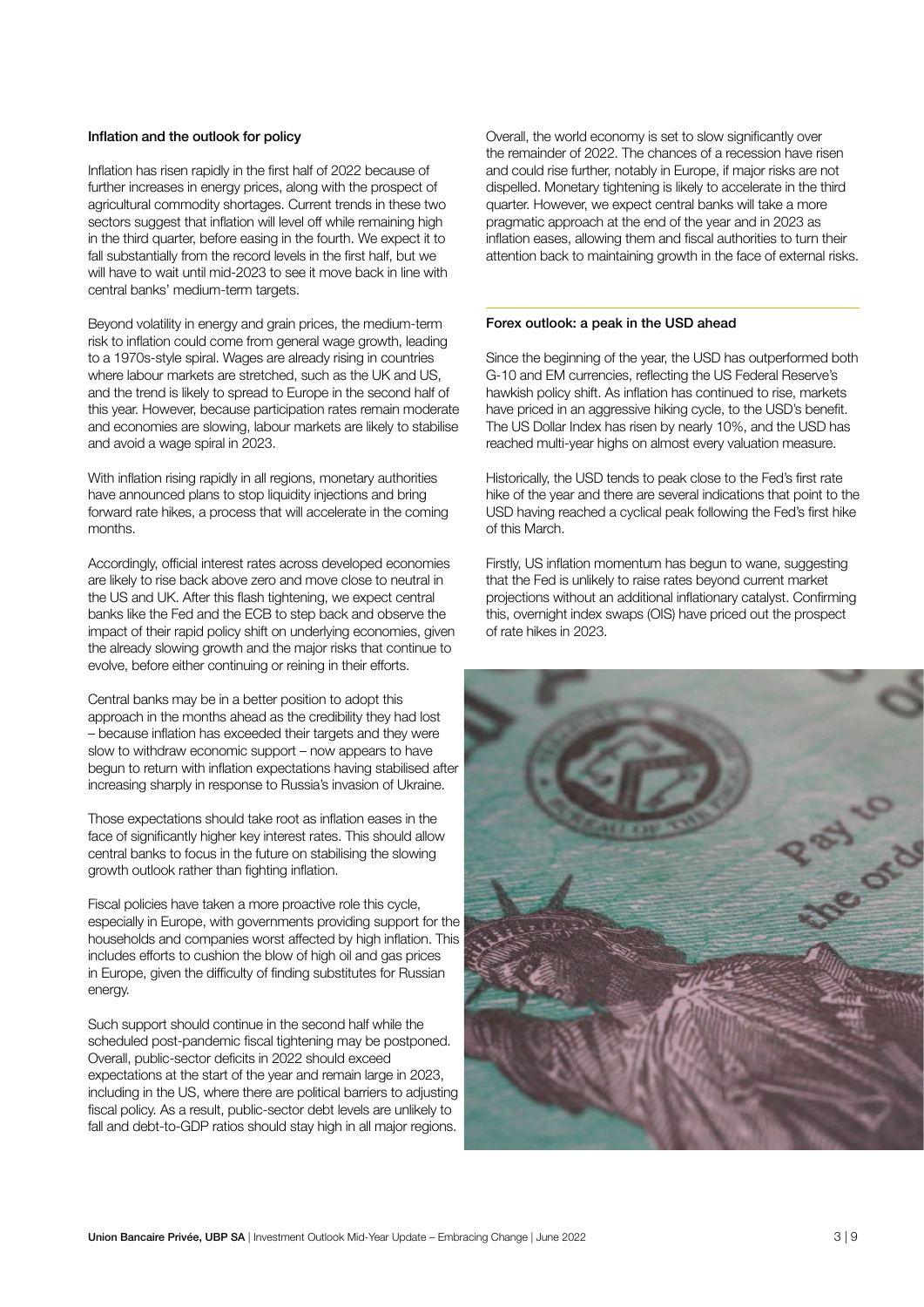## Inflation and the outlook for policy

Inflation has risen rapidly in the first half of 2022 because of further increases in energy prices, along with the prospect of agricultural commodity shortages. Current trends in these two sectors suggest that inflation will level off while remaining high in the third quarter, before easing in the fourth. We expect it to fall substantially from the record levels in the first half, but we will have to wait until mid-2023 to see it move back in line with central banks' medium-term targets.

Beyond volatility in energy and grain prices, the medium-term risk to inflation could come from general wage growth, leading to a 1970s-style spiral. Wages are already rising in countries where labour markets are stretched, such as the UK and US, and the trend is likely to spread to Europe in the second half of this year. However, because participation rates remain moderate and economies are slowing, labour markets are likely to stabilise and avoid a wage spiral in 2023.

With inflation rising rapidly in all regions, monetary authorities have announced plans to stop liquidity injections and bring forward rate hikes, a process that will accelerate in the coming months.

Accordingly, official interest rates across developed economies are likely to rise back above zero and move close to neutral in the US and UK. After this flash tightening, we expect central banks like the Fed and the ECB to step back and observe the impact of their rapid policy shift on underlying economies, given the already slowing growth and the major risks that continue to evolve, before either continuing or reining in their efforts.

Central banks may be in a better position to adopt this approach in the months ahead as the credibility they had lost – because inflation has exceeded their targets and they were slow to withdraw economic support – now appears to have begun to return with inflation expectations having stabilised after increasing sharply in response to Russia's invasion of Ukraine.

Those expectations should take root as inflation eases in the face of significantly higher key interest rates. This should allow central banks to focus in the future on stabilising the slowing growth outlook rather than fighting inflation.

Fiscal policies have taken a more proactive role this cycle, especially in Europe, with governments providing support for the households and companies worst affected by high inflation. This includes efforts to cushion the blow of high oil and gas prices in Europe, given the difficulty of finding substitutes for Russian energy.

Such support should continue in the second half while the scheduled post-pandemic fiscal tightening may be postponed. Overall, public-sector deficits in 2022 should exceed expectations at the start of the year and remain large in 2023, including in the US, where there are political barriers to adjusting fiscal policy. As a result, public-sector debt levels are unlikely to fall and debt-to-GDP ratios should stay high in all major regions.

Overall, the world economy is set to slow significantly over the remainder of 2022. The chances of a recession have risen and could rise further, notably in Europe, if major risks are not dispelled. Monetary tightening is likely to accelerate in the third quarter. However, we expect central banks will take a more pragmatic approach at the end of the year and in 2023 as inflation eases, allowing them and fiscal authorities to turn their attention back to maintaining growth in the face of external risks.

## Forex outlook: a peak in the USD ahead

Since the beginning of the year, the USD has outperformed both G-10 and EM currencies, reflecting the US Federal Reserve's hawkish policy shift. As inflation has continued to rise, markets have priced in an aggressive hiking cycle, to the USD's benefit. The US Dollar Index has risen by nearly 10%, and the USD has reached multi-year highs on almost every valuation measure.

Historically, the USD tends to peak close to the Fed's first rate hike of the year and there are several indications that point to the USD having reached a cyclical peak following the Fed's first hike of this March.

Firstly, US inflation momentum has begun to wane, suggesting that the Fed is unlikely to raise rates beyond current market projections without an additional inflationary catalyst. Confirming this, overnight index swaps (OIS) have priced out the prospect of rate hikes in 2023.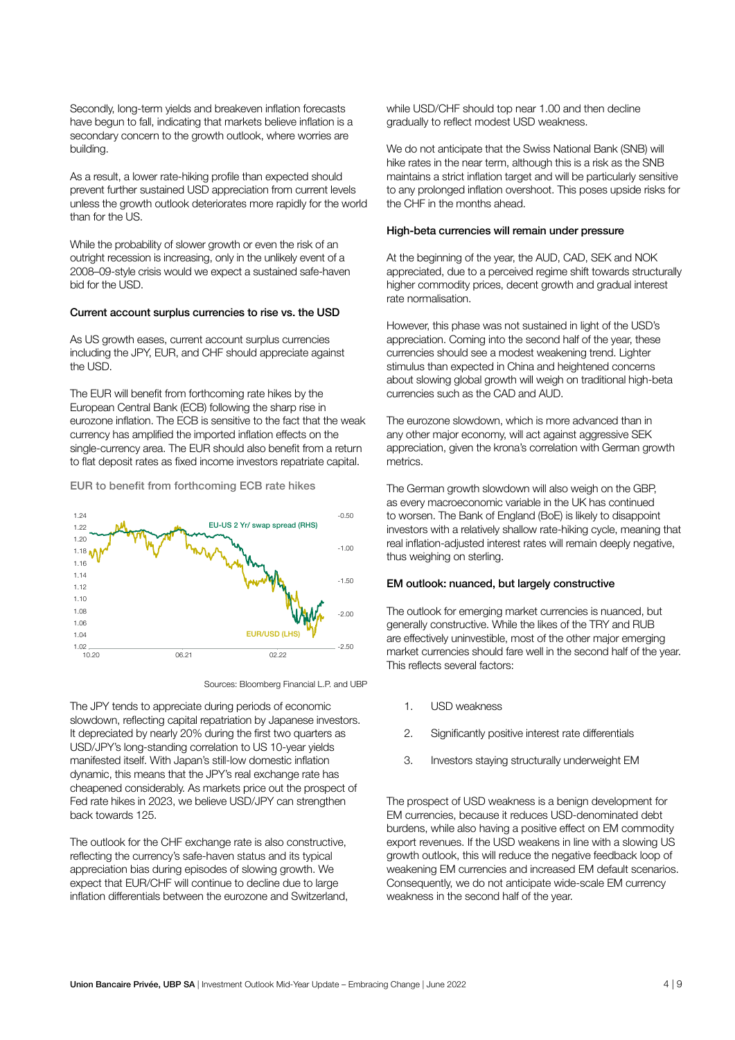Secondly, long-term yields and breakeven inflation forecasts have begun to fall, indicating that markets believe inflation is a secondary concern to the growth outlook, where worries are building.

As a result, a lower rate-hiking profile than expected should prevent further sustained USD appreciation from current levels unless the growth outlook deteriorates more rapidly for the world than for the US.

While the probability of slower growth or even the risk of an outright recession is increasing, only in the unlikely event of a 2008–09-style crisis would we expect a sustained safe-haven bid for the USD.

**Current account surplus currencies to rise vs. the USD**

As US growth eases, current account surplus currencies including the JPY, EUR, and CHF should appreciate against the USD.

The EUR will benefit from forthcoming rate hikes by the European Central Bank (ECB) following the sharp rise in eurozone inflation. The ECB is sensitive to the fact that the weak currency has amplified the imported inflation effects on the single-currency area. The EUR should also benefit from a return to flat deposit rates as fixed income investors repatriate capital.

EUR to benefit from forthcoming ECB rate hikes

Sources: Bloomberg Financial L.P. and UBP

The JPY tends to appreciate during periods of economic slowdown, reflecting capital repatriation by Japanese investors. It depreciated by nearly 20% during the first two quarters as USD/JPY's long-standing correlation to US 10-year yields manifested itself. With Japan's still-low domestic inflation dynamic, this means that the JPY's real exchange rate has cheapened considerably. As markets price out the prospect of Fed rate hikes in 2023, we believe USD/JPY can strengthen back towards 125.

The outlook for the CHF exchange rate is also constructive, reflecting the currency's safe-haven status and its typical appreciation bias during episodes of slowing growth. We expect that EUR/CHF will continue to decline due to large inflation differentials between the eurozone and Switzerland, while USD/CHF should top near 1.00 and then decline gradually to reflect modest USD weakness.

We do not anticipate that the Swiss National Bank (SNB) will hike rates in the near term, although this is a risk as the SNB maintains a strict inflation target and will be particularly sensitive to any prolonged inflation overshoot. This poses upside risks for the CHF in the months ahead.

**High-beta currencies will remain under pressure**

At the beginning of the year, the AUD, CAD, SEK and NOK appreciated, due to a perceived regime shift towards structurally higher commodity prices, decent growth and gradual interest rate normalisation.

However, this phase was not sustained in light of the USD's appreciation. Coming into the second half of the year, these currencies should see a modest weakening trend. Lighter stimulus than expected in China and heightened concerns about slowing global growth will weigh on traditional high-beta currencies such as the CAD and AUD.

The eurozone slowdown, which is more advanced than in any other major economy, will act against aggressive SEK appreciation, given the krona's correlation with German growth metrics.

The German growth slowdown will also weigh on the GBP, as every macroeconomic variable in the UK has continued to worsen. The Bank of England (BoE) is likely to disappoint investors with a relatively shallow rate-hiking cycle, meaning that real inflation-adjusted interest rates will remain deeply negative, thus weighing on sterling.

**EM outlook: nuanced, but largely constructive**

The outlook for emerging market currencies is nuanced, but generally constructive. While the likes of the TRY and RUB are effectively uninvestible, most of the other major emerging market currencies should fare well in the second half of the year. This reflects several factors:

1. USD weakness
2. Significantly positive interest rate differentials
3. Investors staying structurally underweight EM

The prospect of USD weakness is a benign development for EM currencies, because it reduces USD-denominated debt burdens, while also having a positive effect on EM commodity export revenues. If the USD weakens in line with a slowing US growth outlook, this will reduce the negative feedback loop of weakening EM currencies and increased EM default scenarios. Consequently, we do not anticipate wide-scale EM currency weakness in the second half of the year.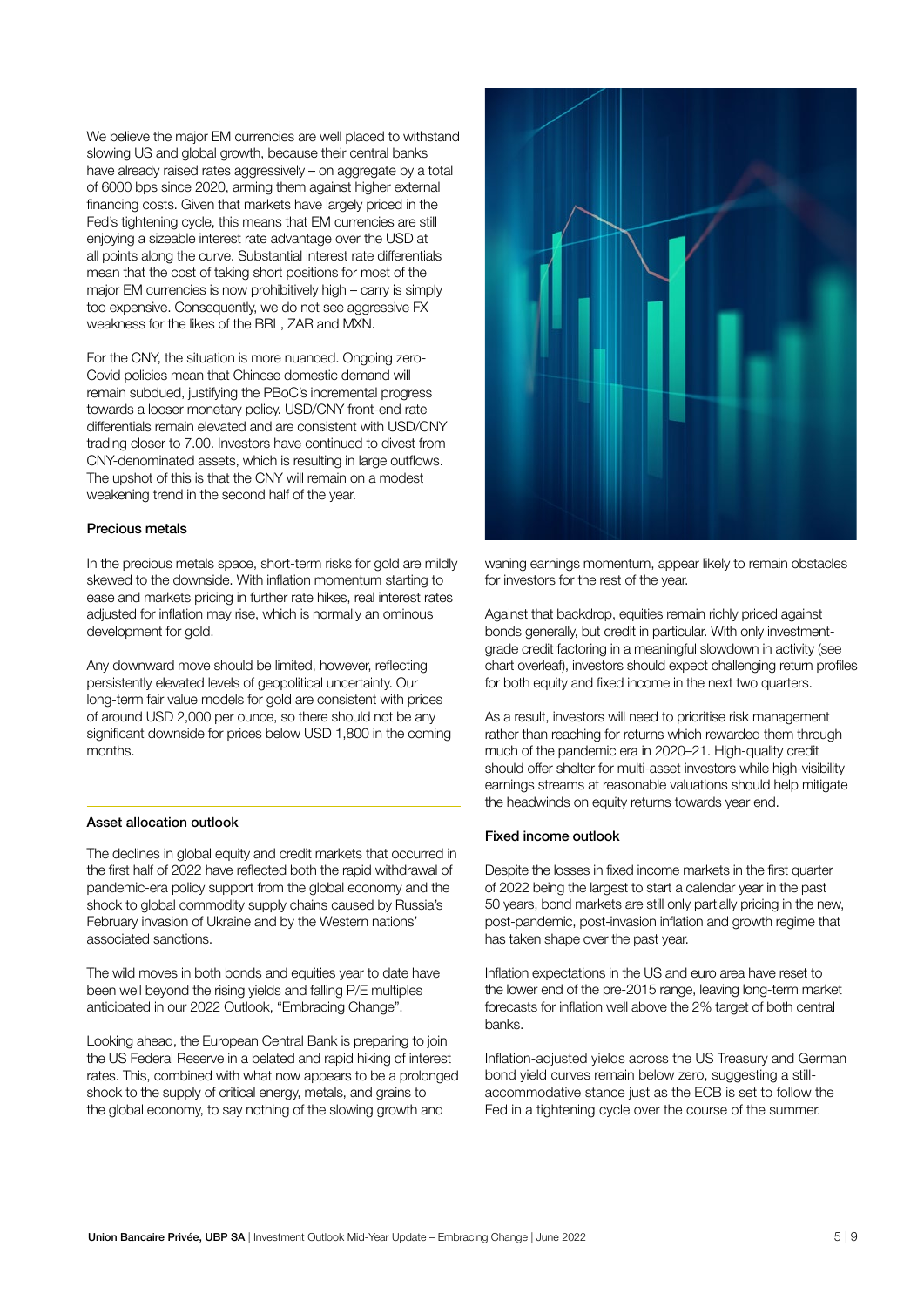We believe the major EM currencies are well placed to withstand slowing US and global growth, because their central banks have already raised rates aggressively – on aggregate by a total of 6000 bps since 2020, arming them against higher external financing costs. Given that markets have largely priced in the Fed's tightening cycle, this means that EM currencies are still enjoying a sizeable interest rate advantage over the USD at all points along the curve. Substantial interest rate differentials mean that the cost of taking short positions for most of the major EM currencies is now prohibitively high – carry is simply too expensive. Consequently, we do not see aggressive FX weakness for the likes of the BRL, ZAR and MXN.

For the CNY, the situation is more nuanced. Ongoing zero-Covid policies mean that Chinese domestic demand will remain subdued, justifying the PBoC's incremental progress towards a looser monetary policy. USD/CNY front-end rate differentials remain elevated and are consistent with USD/CNY trading closer to 7.00. Investors have continued to divest from CNY-denominated assets, which is resulting in large outflows. The upshot of this is that the CNY will remain on a modest weakening trend in the second half of the year.

### Precious metals

In the precious metals space, short-term risks for gold are mildly skewed to the downside. With inflation momentum starting to ease and markets pricing in further rate hikes, real interest rates adjusted for inflation may rise, which is normally an ominous development for gold.

Any downward move should be limited, however, reflecting persistently elevated levels of geopolitical uncertainty. Our long-term fair value models for gold are consistent with prices of around USD 2,000 per ounce, so there should not be any significant downside for prices below USD 1,800 in the coming months.

### Asset allocation outlook

The declines in global equity and credit markets that occurred in the first half of 2022 have reflected both the rapid withdrawal of pandemic-era policy support from the global economy and the shock to global commodity supply chains caused by Russia's February invasion of Ukraine and by the Western nations' associated sanctions.

The wild moves in both bonds and equities year to date have been well beyond the rising yields and falling P/E multiples anticipated in our 2022 Outlook, "Embracing Change".

Looking ahead, the European Central Bank is preparing to join the US Federal Reserve in a belated and rapid hiking of interest rates. This, combined with what now appears to be a prolonged shock to the supply of critical energy, metals, and grains to the global economy, to say nothing of the slowing growth and waning earnings momentum, appear likely to remain obstacles for investors for the rest of the year.

Against that backdrop, equities remain richly priced against bonds generally, but credit in particular. With only investment-grade credit factoring in a meaningful slowdown in activity (see chart overleaf), investors should expect challenging return profiles for both equity and fixed income in the next two quarters.

As a result, investors will need to prioritise risk management rather than reaching for returns which rewarded them through much of the pandemic era in 2020–21. High-quality credit should offer shelter for multi-asset investors while high-visibility earnings streams at reasonable valuations should help mitigate the headwinds on equity returns towards year end.

### Fixed income outlook

Despite the losses in fixed income markets in the first quarter of 2022 being the largest to start a calendar year in the past 50 years, bond markets are still only partially pricing in the new, post-pandemic, post-invasion inflation and growth regime that has taken shape over the past year.

Inflation expectations in the US and euro area have reset to the lower end of the pre-2015 range, leaving long-term market forecasts for inflation well above the 2% target of both central banks.

Inflation-adjusted yields across the US Treasury and German bond yield curves remain below zero, suggesting a still-accommodative stance just as the ECB is set to follow the Fed in a tightening cycle over the course of the summer.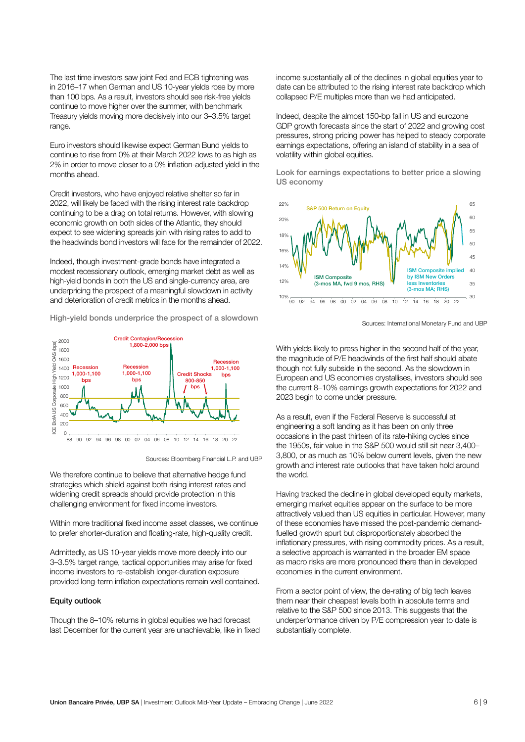The last time investors saw joint Fed and ECB tightening was in 2016–17 when German and US 10-year yields rose by more than 100 bps. As a result, investors should see risk-free yields continue to move higher over the summer, with benchmark Treasury yields moving more decisively into our 3–3.5% target range.

Euro investors should likewise expect German Bund yields to continue to rise from 0% at their March 2022 lows to as high as 2% in order to move closer to a 0% inflation-adjusted yield in the months ahead.

Credit investors, who have enjoyed relative shelter so far in 2022, will likely be faced with the rising interest rate backdrop continuing to be a drag on total returns. However, with slowing economic growth on both sides of the Atlantic, they should expect to see widening spreads join with rising rates to add to the headwinds bond investors will face for the remainder of 2022.

Indeed, though investment-grade bonds have integrated a modest recessionary outlook, emerging market debt as well as high-yield bonds in both the US and single-currency area, are underpricing the prospect of a meaningful slowdown in activity and deterioration of credit metrics in the months ahead.

High-yield bonds underprice the prospect of a slowdown

Sources: Bloomberg Financial L.P. and UBP

We therefore continue to believe that alternative hedge fund strategies which shield against both rising interest rates and widening credit spreads should provide protection in this challenging environment for fixed income investors.

Within more traditional fixed income asset classes, we continue to prefer shorter-duration and floating-rate, high-quality credit.

Admittedly, as US 10-year yields move more deeply into our 3–3.5% target range, tactical opportunities may arise for fixed income investors to re-establish longer-duration exposure provided long-term inflation expectations remain well contained.

**Equity outlook**

Though the 8–10% returns in global equities we had forecast last December for the current year are unachievable, like in fixed income substantially all of the declines in global equities year to date can be attributed to the rising interest rate backdrop which collapsed P/E multiples more than we had anticipated.

Indeed, despite the almost 150-bp fall in US and eurozone GDP growth forecasts since the start of 2022 and growing cost pressures, strong pricing power has helped to steady corporate earnings expectations, offering an island of stability in a sea of volatility within global equities.

Look for earnings expectations to better price a slowing US economy

Sources: International Monetary Fund and UBP

With yields likely to press higher in the second half of the year, the magnitude of P/E headwinds of the first half should abate though not fully subside in the second. As the slowdown in European and US economies crystallises, investors should see the current 8–10% earnings growth expectations for 2022 and 2023 begin to come under pressure.

As a result, even if the Federal Reserve is successful at engineering a soft landing as it has been on only three occasions in the past thirteen of its rate-hiking cycles since the 1950s, fair value in the S&P 500 would still sit near 3,400–3,800, or as much as 10% below current levels, given the new growth and interest rate outlooks that have taken hold around the world.

Having tracked the decline in global developed equity markets, emerging market equities appear on the surface to be more attractively valued than US equities in particular. However, many of these economies have missed the post-pandemic demand-fuelled growth spurt but disproportionately absorbed the inflationary pressures, with rising commodity prices. As a result, a selective approach is warranted in the broader EM space as macro risks are more pronounced there than in developed economies in the current environment.

From a sector point of view, the de-rating of big tech leaves them near their cheapest levels both in absolute terms and relative to the S&P 500 since 2013. This suggests that the underperformance driven by P/E compression year to date is substantially complete.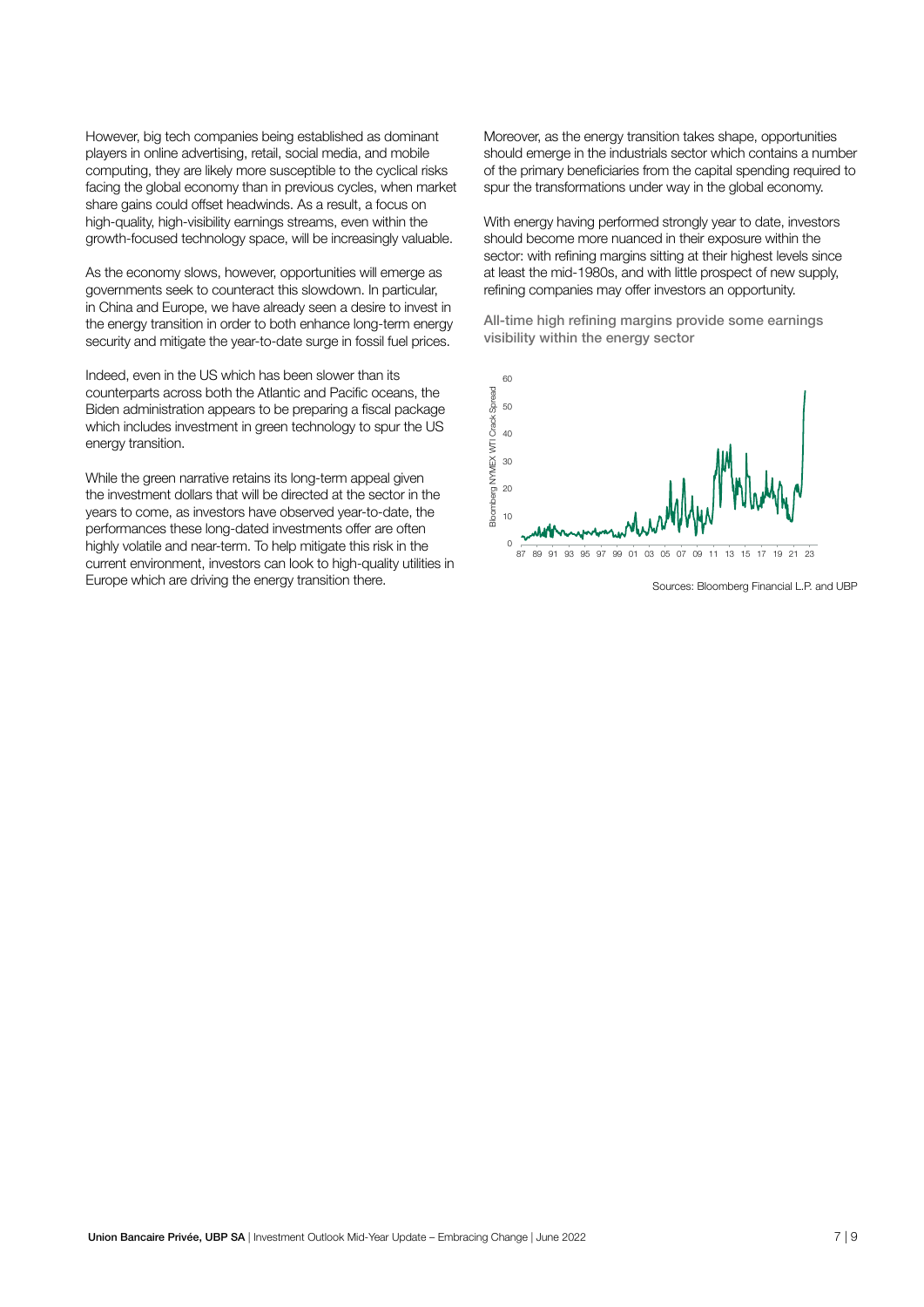However, big tech companies being established as dominant players in online advertising, retail, social media, and mobile computing, they are likely more susceptible to the cyclical risks facing the global economy than in previous cycles, when market share gains could offset headwinds. As a result, a focus on high-quality, high-visibility earnings streams, even within the growth-focused technology space, will be increasingly valuable.

As the economy slows, however, opportunities will emerge as governments seek to counteract this slowdown. In particular, in China and Europe, we have already seen a desire to invest in the energy transition in order to both enhance long-term energy security and mitigate the year-to-date surge in fossil fuel prices.

Indeed, even in the US which has been slower than its counterparts across both the Atlantic and Pacific oceans, the Biden administration appears to be preparing a fiscal package which includes investment in green technology to spur the US energy transition.

While the green narrative retains its long-term appeal given the investment dollars that will be directed at the sector in the years to come, as investors have observed year-to-date, the performances these long-dated investments offer are often highly volatile and near-term. To help mitigate this risk in the current environment, investors can look to high-quality utilities in Europe which are driving the energy transition there.

Moreover, as the energy transition takes shape, opportunities should emerge in the industrials sector which contains a number of the primary beneficiaries from the capital spending required to spur the transformations under way in the global economy.

With energy having performed strongly year to date, investors should become more nuanced in their exposure within the sector: with refining margins sitting at their highest levels since at least the mid-1980s, and with little prospect of new supply, refining companies may offer investors an opportunity.

All-time high refining margins provide some earnings visibility within the energy sector

Sources: Bloomberg Financial L.P. and UBP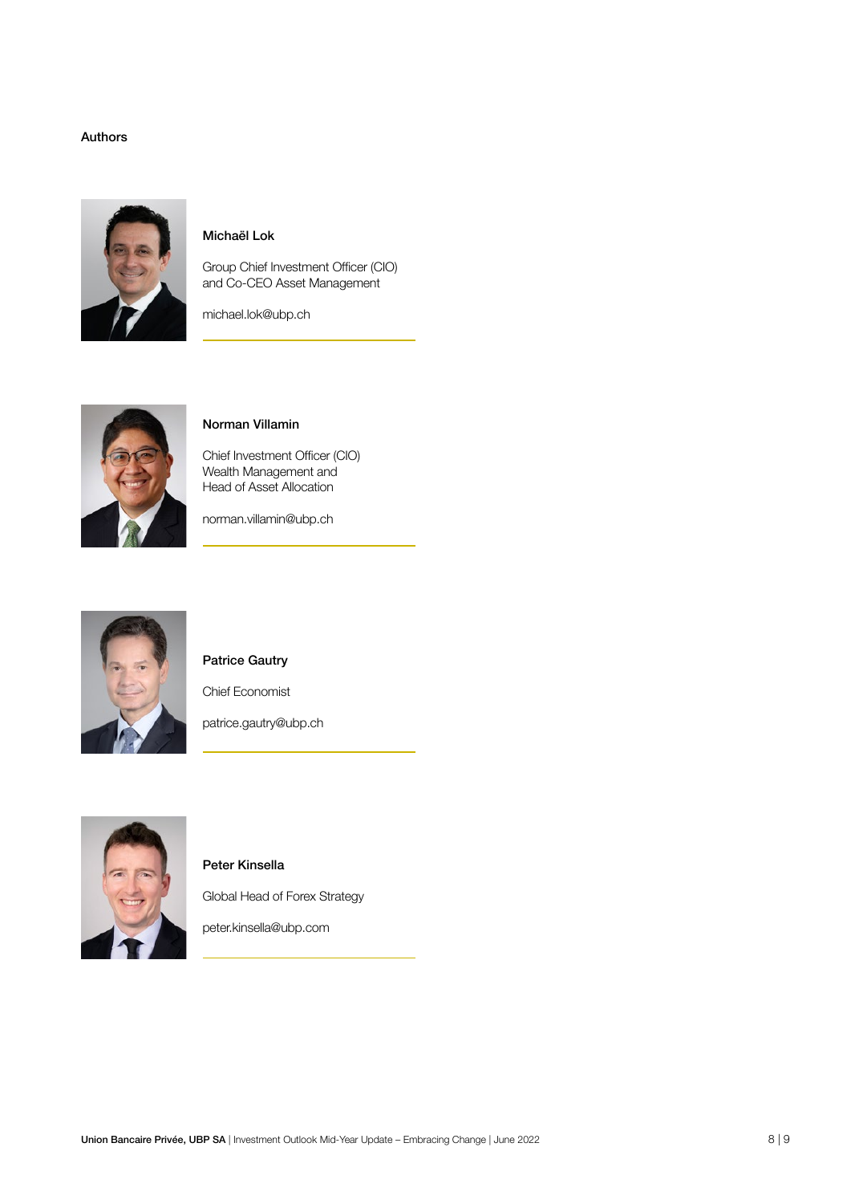## Authors

**Michaël Lok**

Group Chief Investment Officer (CIO) and Co-CEO Asset Management

michael.lok@ubp.ch

**Norman Villamin**

Chief Investment Officer (CIO) Wealth Management and Head of Asset Allocation

norman.villamin@ubp.ch

**Patrice Gautry**

Chief Economist

patrice.gautry@ubp.ch

**Peter Kinsella**

Global Head of Forex Strategy

peter.kinsella@ubp.com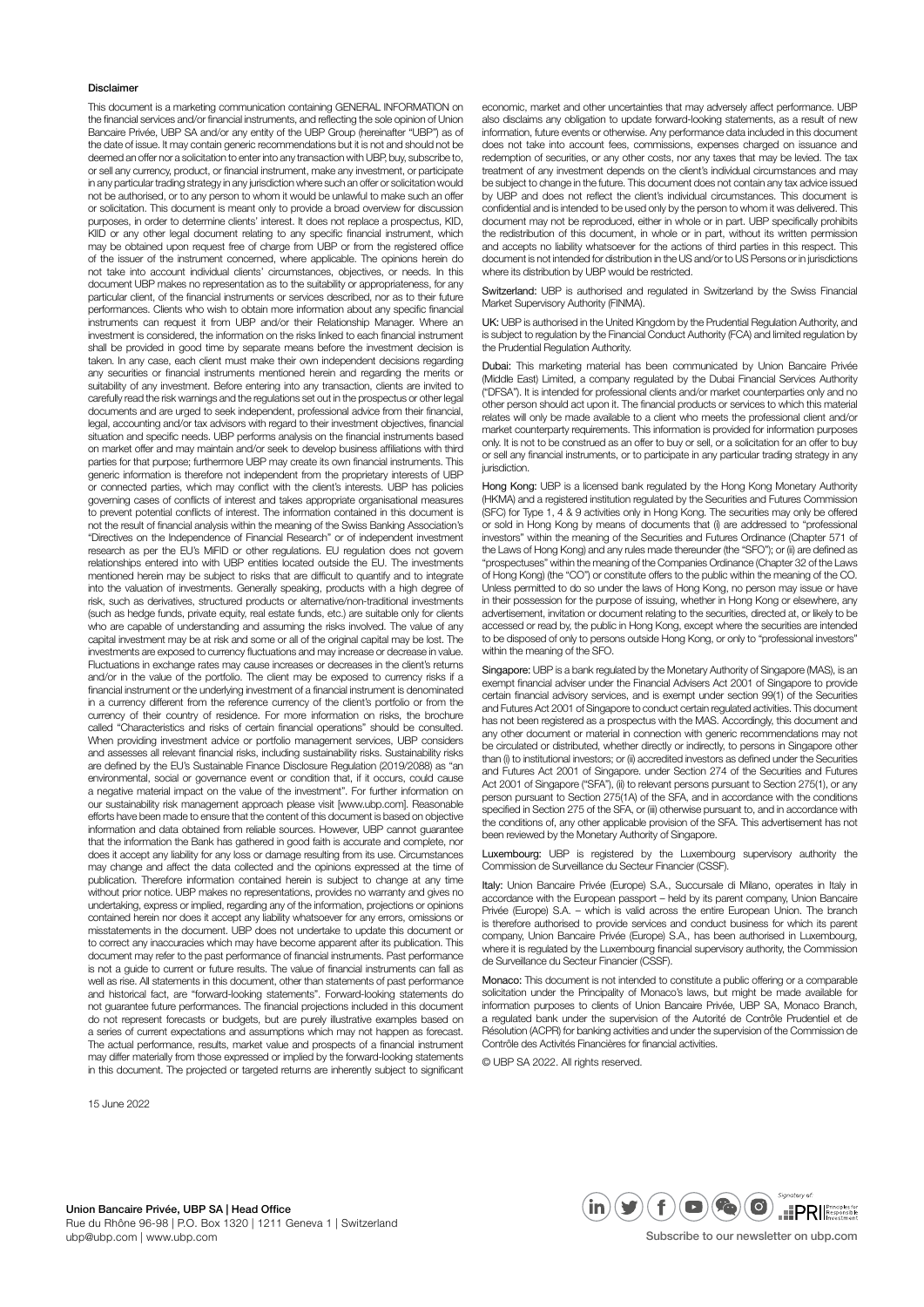## Disclaimer

This document is a marketing communication containing GENERAL INFORMATION on the financial services and/or financial instruments, and reflecting the sole opinion of Union Bancaire Privée, UBP SA and/or any entity of the UBP Group (hereinafter "UBP") as of the date of issue. It may contain generic recommendations but it is not and should not be deemed an offer nor a solicitation to enter into any transaction with UBP, buy, subscribe to, or sell any currency, product, or financial instrument, make any investment, or participate in any particular trading strategy in any jurisdiction where such an offer or solicitation would not be authorised, or to any person to whom it would be unlawful to make such an offer or solicitation. This document is meant only to provide a broad overview for discussion purposes, in order to determine clients' interest. It does not replace a prospectus, KID, KIID or any other legal document relating to any specific financial instrument, which may be obtained upon request free of charge from UBP or from the registered office of the issuer of the instrument concerned, where applicable. The opinions herein do not take into account individual clients' circumstances, objectives, or needs. In this document UBP makes no representation as to the suitability or appropriateness, for any particular client, of the financial instruments or services described, nor as to their future performances. Clients who wish to obtain more information about any specific financial instruments can request it from UBP and/or their Relationship Manager. Where an investment is considered, the information on the risks linked to each financial instrument shall be provided in good time by separate means before the investment decision is taken. In any case, each client must make their own independent decisions regarding any securities or financial instruments mentioned herein and regarding the merits or suitability of any investment. Before entering into any transaction, clients are invited to carefully read the risk warnings and the regulations set out in the prospectus or other legal documents and are urged to seek independent, professional advice from their financial, legal, accounting and/or tax advisors with regard to their investment objectives, financial situation and specific needs. UBP performs analysis on the financial instruments based on market offer and may maintain and/or seek to develop business affiliations with third parties for that purpose; furthermore UBP may create its own financial instruments. This generic information is therefore not independent from the proprietary interests of UBP or connected parties, which may conflict with the client's interests. UBP has policies governing cases of conflicts of interest and takes appropriate organisational measures to prevent potential conflicts of interest. The information contained in this document is not the result of financial analysis within the meaning of the Swiss Banking Association's "Directives on the Independence of Financial Research" or of independent investment research as per the EU's MiFID or other regulations. EU regulation does not govern relationships entered into with UBP entities located outside the EU. The investments mentioned herein may be subject to risks that are difficult to quantify and to integrate into the valuation of investments. Generally speaking, products with a high degree of risk, such as derivatives, structured products or alternative/non-traditional investments (such as hedge funds, private equity, real estate funds, etc.) are suitable only for clients who are capable of understanding and assuming the risks involved. The value of any capital investment may be at risk and some or all of the original capital may be lost. The investments are exposed to currency fluctuations and may increase or decrease in value. Fluctuations in exchange rates may cause increases or decreases in the client's returns and/or in the value of the portfolio. The client may be exposed to currency risks if a financial instrument or the underlying investment of a financial instrument is denominated in a currency different from the reference currency of the client's portfolio or from the currency of their country of residence. For more information on risks, the brochure called "Characteristics and risks of certain financial operations" should be consulted. When providing investment advice or portfolio management services, UBP considers and assesses all relevant financial risks, including sustainability risks. Sustainability risks are defined by the EU's Sustainable Finance Disclosure Regulation (2019/2088) as "an environmental, social or governance event or condition that, if it occurs, could cause a negative material impact on the value of the investment". For further information on our sustainability risk management approach please visit [www.ubp.com]. Reasonable efforts have been made to ensure that the content of this document is based on objective information and data obtained from reliable sources. However, UBP cannot guarantee that the information the Bank has gathered in good faith is accurate and complete, nor does it accept any liability for any loss or damage resulting from its use. Circumstances may change and affect the data collected and the opinions expressed at the time of publication. Therefore information contained herein is subject to change at any time without prior notice. UBP makes no representations, provides no warranty and gives no undertaking, express or implied, regarding any of the information, projections or opinions contained herein nor does it accept any liability whatsoever for any errors, omissions or misstatements in the document. UBP does not undertake to update this document or to correct any inaccuracies which may have become apparent after its publication. This document may refer to the past performance of financial instruments. Past performance is not a guide to current or future results. The value of financial instruments can fall as well as rise. All statements in this document, other than statements of past performance and historical fact, are "forward-looking statements". Forward-looking statements do not guarantee future performances. The financial projections included in this document do not represent forecasts or budgets, but are purely illustrative examples based on a series of current expectations and assumptions which may not happen as forecast. The actual performance, results, market value and prospects of a financial instrument may differ materially from those expressed or implied by the forward-looking statements in this document. The projected or targeted returns are inherently subject to significant economic, market and other uncertainties that may adversely affect performance. UBP also disclaims any obligation to update forward-looking statements, as a result of new information, future events or otherwise. Any performance data included in this document does not take into account fees, commissions, expenses charged on issuance and redemption of securities, or any other costs, nor any taxes that may be levied. The tax treatment of any investment depends on the client's individual circumstances and may be subject to change in the future. This document does not contain any tax advice issued by UBP and does not reflect the client's individual circumstances. This document is confidential and is intended to be used only by the person to whom it was delivered. This document may not be reproduced, either in whole or in part. UBP specifically prohibits the redistribution of this document, in whole or in part, without its written permission and accepts no liability whatsoever for the actions of third parties in this respect. This document is not intended for distribution in the US and/or to US Persons or in jurisdictions where its distribution by UBP would be restricted.

**Switzerland:** UBP is authorised and regulated in Switzerland by the Swiss Financial Market Supervisory Authority (FINMA).

**UK:** UBP is authorised in the United Kingdom by the Prudential Regulation Authority, and is subject to regulation by the Financial Conduct Authority (FCA) and limited regulation by the Prudential Regulation Authority.

**Dubai:** This marketing material has been communicated by Union Bancaire Privée (Middle East) Limited, a company regulated by the Dubai Financial Services Authority ("DFSA"). It is intended for professional clients and/or market counterparties only and no other person should act upon it. The financial products or services to which this material relates will only be made available to a client who meets the professional client and/or market counterparty requirements. This information is provided for information purposes only. It is not to be construed as an offer to buy or sell, or a solicitation for an offer to buy or sell any financial instruments, or to participate in any particular trading strategy in any jurisdiction.

**Hong Kong:** UBP is a licensed bank regulated by the Hong Kong Monetary Authority (HKMA) and a registered institution regulated by the Securities and Futures Commission (SFC) for Type 1, 4 & 9 activities only in Hong Kong. The securities may only be offered or sold in Hong Kong by means of documents that (i) are addressed to "professional investors" within the meaning of the Securities and Futures Ordinance (Chapter 571 of the Laws of Hong Kong) and any rules made thereunder (the "SFO"); or (ii) are defined as "prospectuses" within the meaning of the Companies Ordinance (Chapter 32 of the Laws of Hong Kong) (the "CO") or constitute offers to the public within the meaning of the CO. Unless permitted to do so under the laws of Hong Kong, no person may issue or have in their possession for the purpose of issuing, whether in Hong Kong or elsewhere, any advertisement, invitation or document relating to the securities, directed at, or likely to be accessed or read by, the public in Hong Kong, except where the securities are intended to be disposed of only to persons outside Hong Kong, or only to "professional investors" within the meaning of the SFO.

**Singapore:** UBP is a bank regulated by the Monetary Authority of Singapore (MAS), is an exempt financial adviser under the Financial Advisers Act 2001 of Singapore to provide certain financial advisory services, and is exempt under section 99(1) of the Securities and Futures Act 2001 of Singapore to conduct certain regulated activities. This document has not been registered as a prospectus with the MAS. Accordingly, this document and any other document or material in connection with generic recommendations may not be circulated or distributed, whether directly or indirectly, to persons in Singapore other than (i) to institutional investors; or (ii) accredited investors as defined under the Securities and Futures Act 2001 of Singapore. under Section 274 of the Securities and Futures Act 2001 of Singapore ("SFA"), (ii) to relevant persons pursuant to Section 275(1), or any person pursuant to Section 275(1A) of the SFA, and in accordance with the conditions specified in Section 275 of the SFA, or (iii) otherwise pursuant to, and in accordance with the conditions of, any other applicable provision of the SFA. This advertisement has not been reviewed by the Monetary Authority of Singapore.

**Luxembourg:** UBP is registered by the Luxembourg supervisory authority the Commission de Surveillance du Secteur Financier (CSSF).

**Italy:** Union Bancaire Privée (Europe) S.A., Succursale di Milano, operates in Italy in accordance with the European passport – held by its parent company, Union Bancaire Privée (Europe) S.A. – which is valid across the entire European Union. The branch is therefore authorised to provide services and conduct business for which its parent company, Union Bancaire Privée (Europe) S.A., has been authorised in Luxembourg, where it is regulated by the Luxembourg financial supervisory authority, the Commission de Surveillance du Secteur Financier (CSSF).

**Monaco:** This document is not intended to constitute a public offering or a comparable solicitation under the Principality of Monaco's laws, but might be made available for information purposes to clients of Union Bancaire Privée, UBP SA, Monaco Branch, a regulated bank under the supervision of the Autorité de Contrôle Prudentiel et de Résolution (ACPR) for banking activities and under the supervision of the Commission de Contrôle des Activités Financières for financial activities.

© UBP SA 2022. All rights reserved.

15 June 2022

**Union Bancaire Privée, UBP SA | Head Office**
Rue du Rhône 96-98 | P.O. Box 1320 | 1211 Geneva 1 | Switzerland
ubp@ubp.com | www.ubp.com

Signatory of: PRI Principles for Responsible Investment

Subscribe to our newsletter on ubp.com